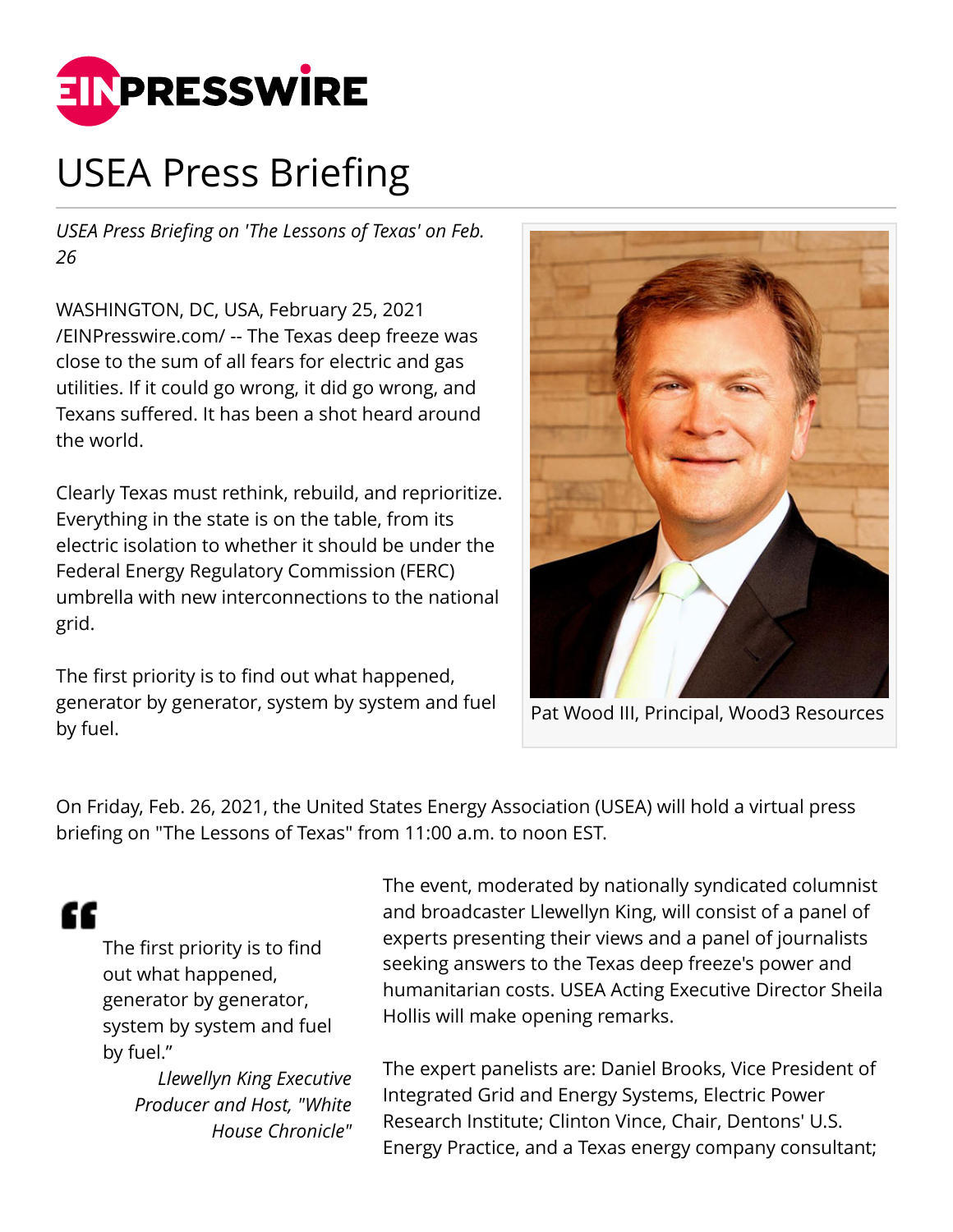# USEA Press Briefing

*USEA Press Briefing on 'The Lessons of Texas' on Feb. 26*

WASHINGTON, DC, USA, February 25, 2021 /EINPresswire.com/ -- The Texas deep freeze was close to the sum of all fears for electric and gas utilities. If it could go wrong, it did go wrong, and Texans suffered. It has been a shot heard around the world.

Clearly Texas must rethink, rebuild, and reprioritize. Everything in the state is on the table, from its electric isolation to whether it should be under the Federal Energy Regulatory Commission (FERC) umbrella with new interconnections to the national grid.

The first priority is to find out what happened, generator by generator, system by system and fuel by fuel.

Pat Wood III, Principal, Wood3 Resources

On Friday, Feb. 26, 2021, the United States Energy Association (USEA) will hold a virtual press briefing on "The Lessons of Texas" from 11:00 a.m. to noon EST.

> The first priority is to find out what happened, generator by generator, system by system and fuel by fuel."
>
> *Llewellyn King Executive Producer and Host, "White House Chronicle"*

The event, moderated by nationally syndicated columnist and broadcaster Llewellyn King, will consist of a panel of experts presenting their views and a panel of journalists seeking answers to the Texas deep freeze's power and humanitarian costs. USEA Acting Executive Director Sheila Hollis will make opening remarks.

The expert panelists are: Daniel Brooks, Vice President of Integrated Grid and Energy Systems, Electric Power Research Institute; Clinton Vince, Chair, Dentons' U.S. Energy Practice, and a Texas energy company consultant;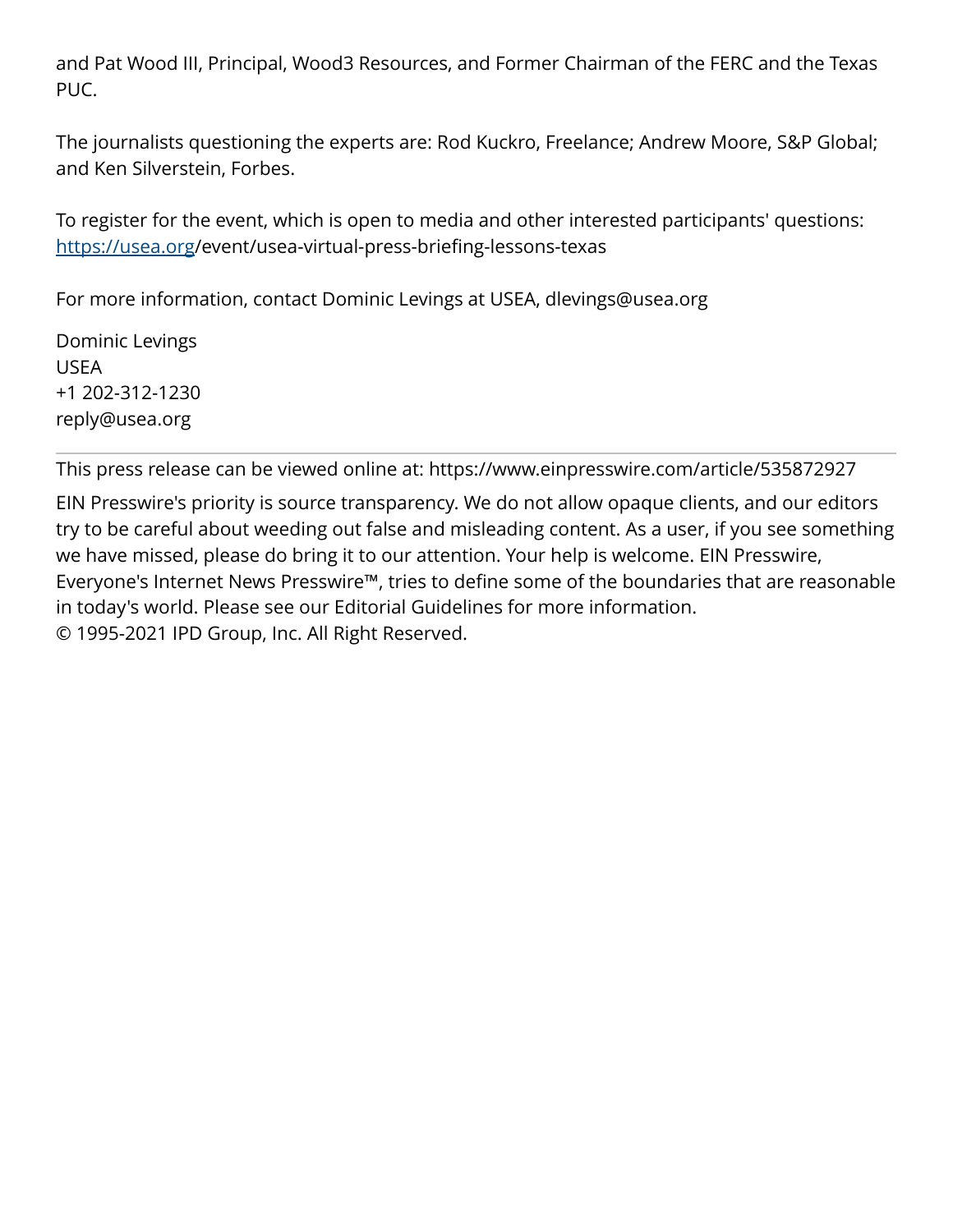and Pat Wood III, Principal, Wood3 Resources, and Former Chairman of the FERC and the Texas PUC.

The journalists questioning the experts are: Rod Kuckro, Freelance; Andrew Moore, S&P Global; and Ken Silverstein, Forbes.

To register for the event, which is open to media and other interested participants' questions: https://usea.org/event/usea-virtual-press-briefing-lessons-texas

For more information, contact Dominic Levings at USEA, dlevings@usea.org

Dominic Levings
USEA
+1 202-312-1230
reply@usea.org

---

This press release can be viewed online at: https://www.einpresswire.com/article/535872927

EIN Presswire's priority is source transparency. We do not allow opaque clients, and our editors try to be careful about weeding out false and misleading content. As a user, if you see something we have missed, please do bring it to our attention. Your help is welcome. EIN Presswire, Everyone's Internet News Presswire™, tries to define some of the boundaries that are reasonable in today's world. Please see our Editorial Guidelines for more information.
© 1995-2021 IPD Group, Inc. All Right Reserved.